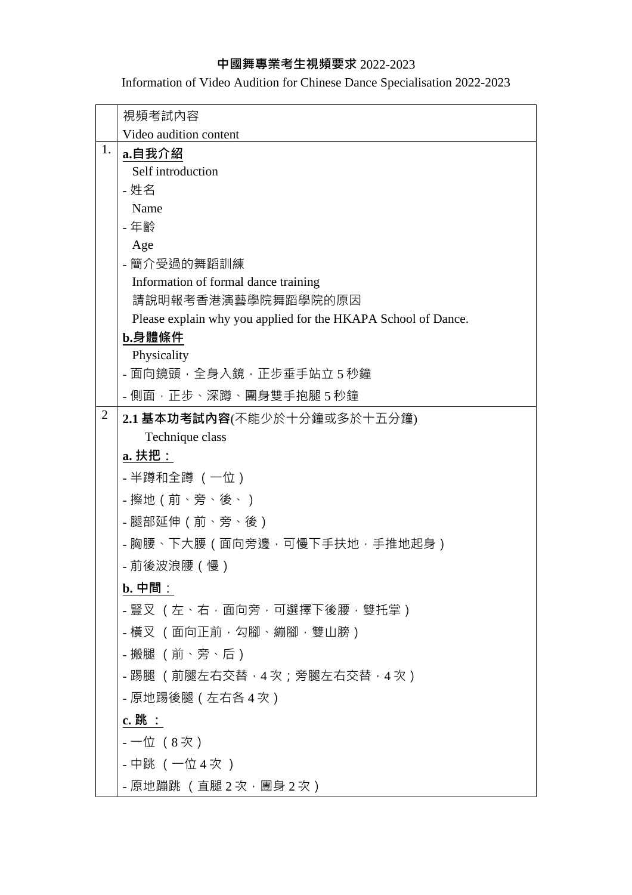**中國舞專業考生視頻要求** 2022-2023

Information of Video Audition for Chinese Dance Specialisation 2022-2023

| | 視頻考試內容<br>Video audition content |
|---|---|
| 1. | **<u>a.自我介紹</u>**<br>Self introduction<br>- 姓名<br>Name<br>- 年齡<br>Age<br>- 簡介受過的舞蹈訓練<br>Information of formal dance training<br>請說明報考香港演藝學院舞蹈學院的原因<br>Please explain why you applied for the HKAPA School of Dance.<br>**<u>b.身體條件</u>**<br>Physicality<br>- 面向鏡頭，全身入鏡，正步垂手站立 5 秒鐘<br>- 側面，正步、深蹲、團身雙手抱腿 5 秒鐘 |
| 2 | **2.1 基本功考試內容**(不能少於十分鐘或多於十五分鐘)<br>Technique class<br>**<u>a. 扶把：</u>**<br>- 半蹲和全蹲（一位）<br>- 擦地（前、旁、後、）<br>- 腿部延伸（前、旁、後）<br>- 胸腰、下大腰（面向旁邊，可慢下手扶地，手推地起身）<br>- 前後波浪腰（慢）<br>**<u>b. 中間：</u>**<br>- 豎叉 （左、右，面向旁，可選擇下後腰，雙托掌）<br>- 橫叉 （面向正前，勾腳、繃腳，雙山膀）<br>- 搬腿 （前、旁、后）<br>- 踢腿 （前腿左右交替，4 次；旁腿左右交替，4 次）<br>- 原地踢後腿（左右各 4 次）<br>**<u>c. 跳 ：</u>**<br>- 一位 （8 次）<br>- 中跳 （一位 4 次 ）<br>- 原地蹦跳 （直腿 2 次，團身 2 次） |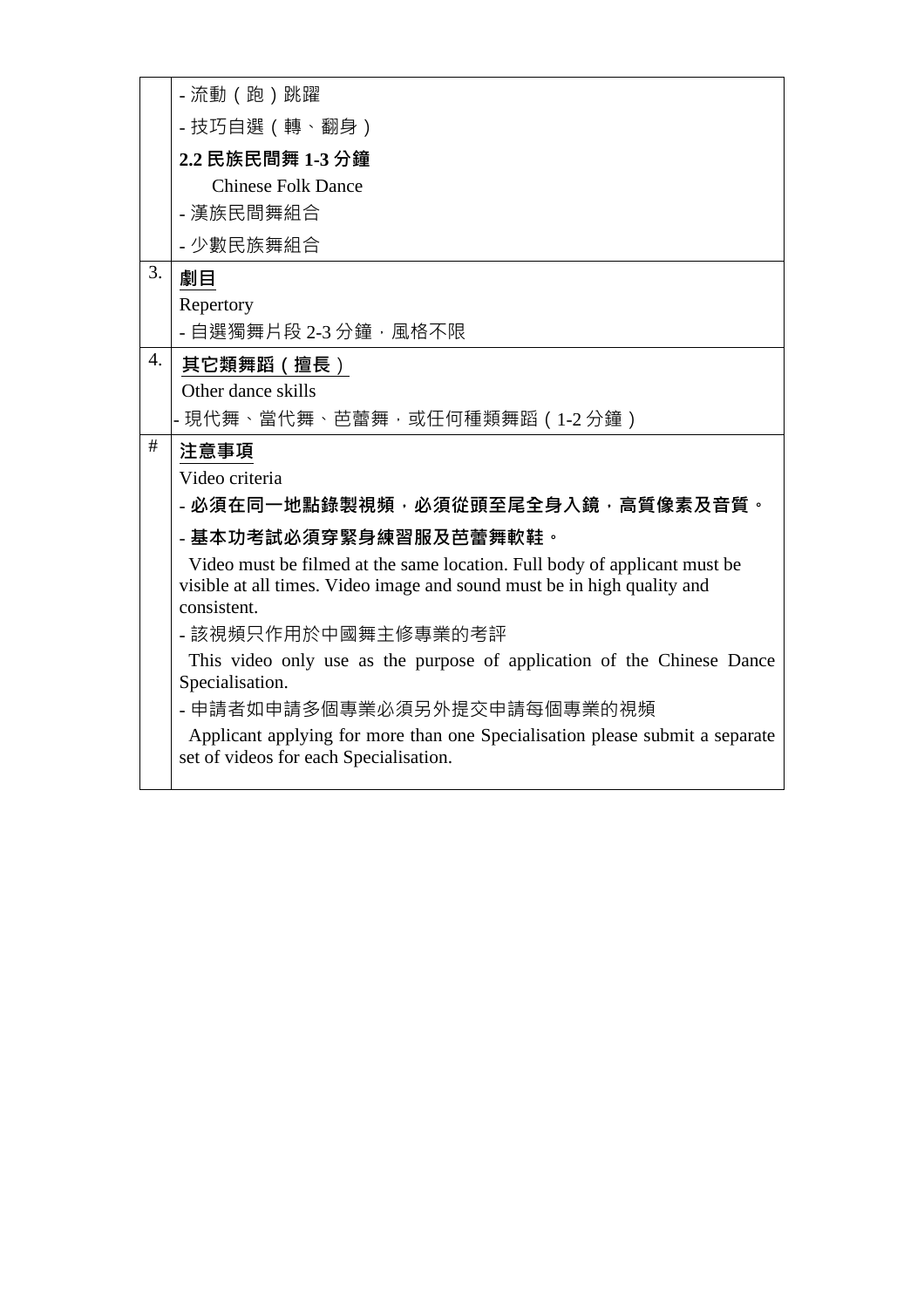| | |
|---|---|
| | - 流動（跑）跳躍<br>- 技巧自選（轉、翻身）<br>**2.2 民族民間舞 1-3 分鐘**<br>Chinese Folk Dance<br>- 漢族民間舞組合<br>- 少數民族舞組合 |
| 3. | **劇目**<br>Repertory<br>- 自選獨舞片段 2-3 分鐘，風格不限 |
| 4. | **其它類舞蹈（擅長）**<br>Other dance skills<br>- 現代舞、當代舞、芭蕾舞，或任何種類舞蹈（1-2 分鐘） |
| # | **注意事項**<br>Video criteria<br>- **必須在同一地點錄製視頻，必須從頭至尾全身入鏡，高質像素及音質。**<br>- **基本功考試必須穿緊身練習服及芭蕾舞軟鞋。**<br>Video must be filmed at the same location. Full body of applicant must be visible at all times. Video image and sound must be in high quality and consistent.<br>- 該視頻只作用於中國舞主修專業的考評<br>This video only use as the purpose of application of the Chinese Dance Specialisation.<br>- 申請者如申請多個專業必須另外提交申請每個專業的視頻<br>Applicant applying for more than one Specialisation please submit a separate set of videos for each Specialisation. |